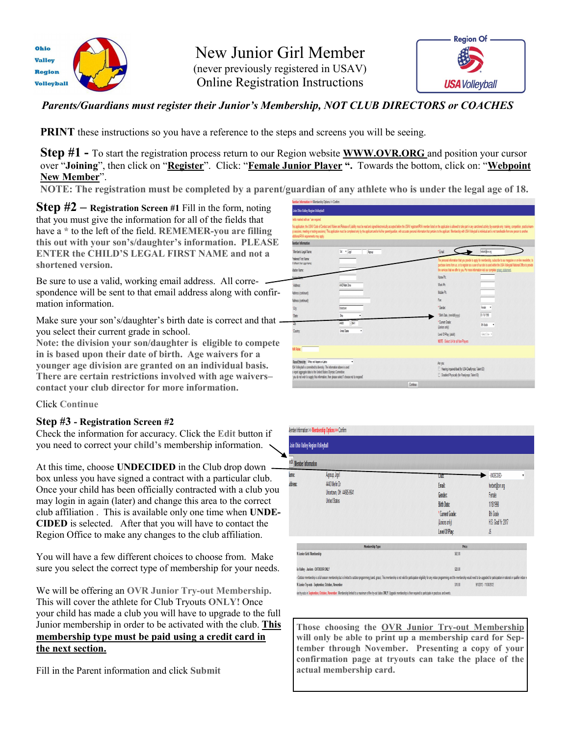Ohio Valley Region Volleyball

# New Junior Girl Member

(never previously registered in USAV)

Online Registration Instructions

Region Of USA Volleyball

***Parents/Guardians must register their Junior's Membership, NOT CLUB DIRECTORS or COACHES***

**PRINT** these instructions so you have a reference to the steps and screens you will be seeing.

**Step #1 -** To start the registration process return to our Region website **WWW.OVR.ORG** and position your cursor over "**Joining**", then click on "**Register**". Click: "**Female Junior Player** ". Towards the bottom, click on: "**Webpoint New Member**".

**NOTE: The registration must be completed by a parent/guardian of any athlete who is under the legal age of 18.**

**Step #2 – Registration Screen #1** Fill in the form, noting that you must give the information for all of the fields that have a * to the left of the field. **REMEMER-you are filling this out with your son's/daughter's information. PLEASE ENTER the CHILD'S LEGAL FIRST NAME and not a shortened version.**

Be sure to use a valid, working email address. All correspondence will be sent to that email address along with confirmation information.

Make sure your son's/daughter's birth date is correct and that you select their current grade in school.

**Note: the division your son/daughter is eligible to compete in is based upon their date of birth. Age waivers for a younger age division are granted on an individual basis. There are certain restrictions involved with age waivers–contact your club director for more information.**

Click **Continue**

**Step #3 - Registration Screen #2**

Check the information for accuracy. Click the **Edit** button if you need to correct your **child's** membership information.

At this time, choose **UNDECIDED** in the Club drop down box unless you have signed a contract with a particular club. Once your child has been officially contracted with a club you may login in again (later) and change this area to the correct club affiliation . This is available only one time when **UNDECIDED** is selected. After that you will have to contact the Region Office to make any changes to the club affiliation.

You will have a few different choices to choose from. Make sure you select the correct type of membership for your needs.

We will be offering an **OVR Junior Try-out Membership.** This will cover the athlete for Club Tryouts **ONLY!** Once your child has made a club you will have to upgrade to the full Junior membership in order to be activated with the club. **This membership type must be paid using a credit card in the next section.**

Fill in the Parent information and click **Submit**

**Those choosing the OVR Junior Try-out Membership will only be able to print up a membership card for September through November. Presenting a copy of your confirmation page at tryouts can take the place of the actual membership card.**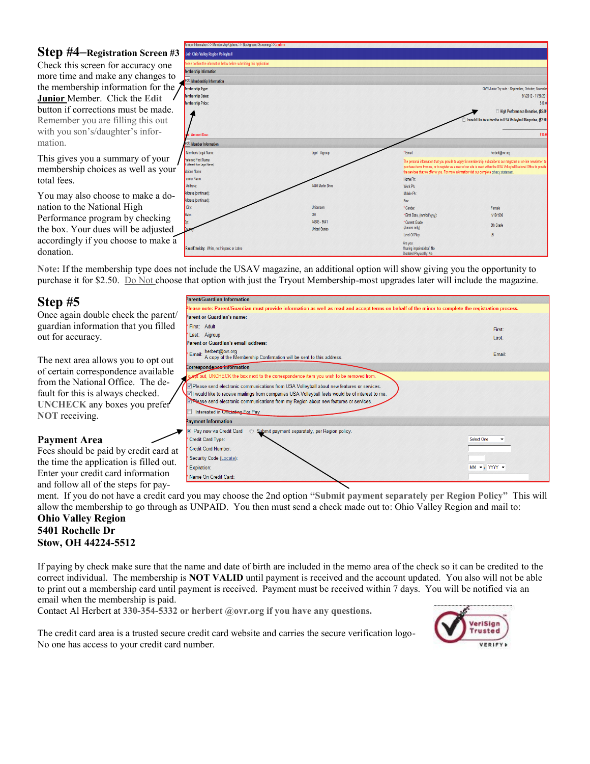## Step #4–Registration Screen #3

Check this screen for accuracy one more time and make any changes to the membership information for the **Junior** Member. Click the **Edit** button if corrections must be made. Remember you are filling this out with you son's/daughter's information.

This gives you a summary of your membership choices as well as your total fees.

You may also choose to make a donation to the National High Performance program by checking the box. Your dues will be adjusted accordingly if you choose to make a donation.

**Note:** If the membership type does not include the USAV magazine, an additional option will show giving you the opportunity to purchase it for $2.50. Do Not choose that option with just the Tryout Membership-most upgrades later will include the magazine.

## Step #5

Once again double check the parent/guardian information that you filled out for accuracy.

The next area allows you to opt out of certain correspondence available from the National Office. The default for this is always checked. **UNCHECK** any boxes you prefer **NOT** receiving.

### Payment Area

Fees should be paid by credit card at the time the application is filled out. Enter your credit card information and follow all of the steps for payment. If you do not have a credit card you may choose the 2nd option **"Submit payment separately per Region Policy"** This will allow the membership to go through as UNPAID. You then must send a check made out to: Ohio Valley Region and mail to:

**Ohio Valley Region**
**5401 Rochelle Dr**
**Stow, OH 44224-5512**

If paying by check make sure that the name and date of birth are included in the memo area of the check so it can be credited to the correct individual. The membership is **NOT VALID** until payment is received and the account updated. You also will not be able to print out a membership card until payment is received. Payment must be received within 7 days. You will be notified via an email when the membership is paid.

Contact Al Herbert at **330-354-5332 or herbert @ovr.org if you have any questions.**

The credit card area is a trusted secure credit card website and carries the secure verification logo- No one has access to your credit card number.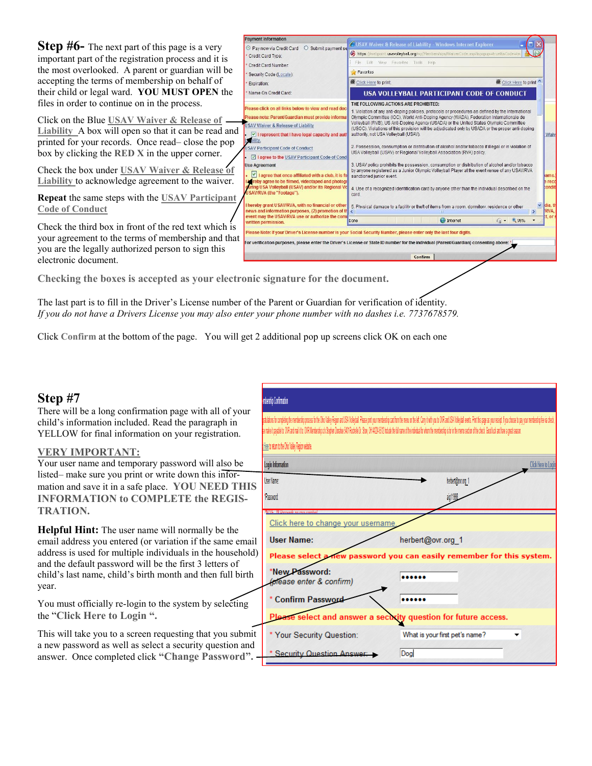**Step #6-** The next part of this page is a very important part of the registration process and it is the most overlooked. A parent or guardian will be accepting the terms of membership on behalf of their child or legal ward. **YOU MUST OPEN** the files in order to continue on in the process.

Click on the Blue **USAV Waiver & Release of Liability** A box will open so that it can be read and printed for your records. Once read– close the pop box by clicking the **RED X** in the upper corner.

Check the box under **USAV Waiver & Release of Liability** to acknowledge agreement to the waiver.

**Repeat** the same steps with the **USAV Participant Code of Conduct**

Check the third box in front of the red text which is your agreement to the terms of membership and that you are the legally authorized person to sign this electronic document.

**Checking the boxes is accepted as your electronic signature for the document.**

The last part is to fill in the Driver's License number of the Parent or Guardian for verification of identity. *If you do not have a Drivers License you may also enter your phone number with no dashes i.e. 7737678579.*

Click **Confirm** at the bottom of the page. You will get 2 additional pop up screens click OK on each one

**Step #7**

There will be a long confirmation page with all of your child's information included. Read the paragraph in YELLOW for final information on your registration.

**VERY IMPORTANT:**

Your user name and temporary password will also be listed– make sure you print or write down this information and save it in a safe place. **YOU NEED THIS INFORMATION to COMPLETE the REGISTRATION.**

**Helpful Hint:** The user name will normally be the email address you entered (or variation if the same email address is used for multiple individuals in the household) and the default password will be the first 3 letters of child's last name, child's birth month and then full birth year.

You must officially re-login to the system by selecting the **"Click Here to Login "**.

This will take you to a screen requesting that you submit a new password as well as select a security question and answer. Once completed click **"Change Password"**.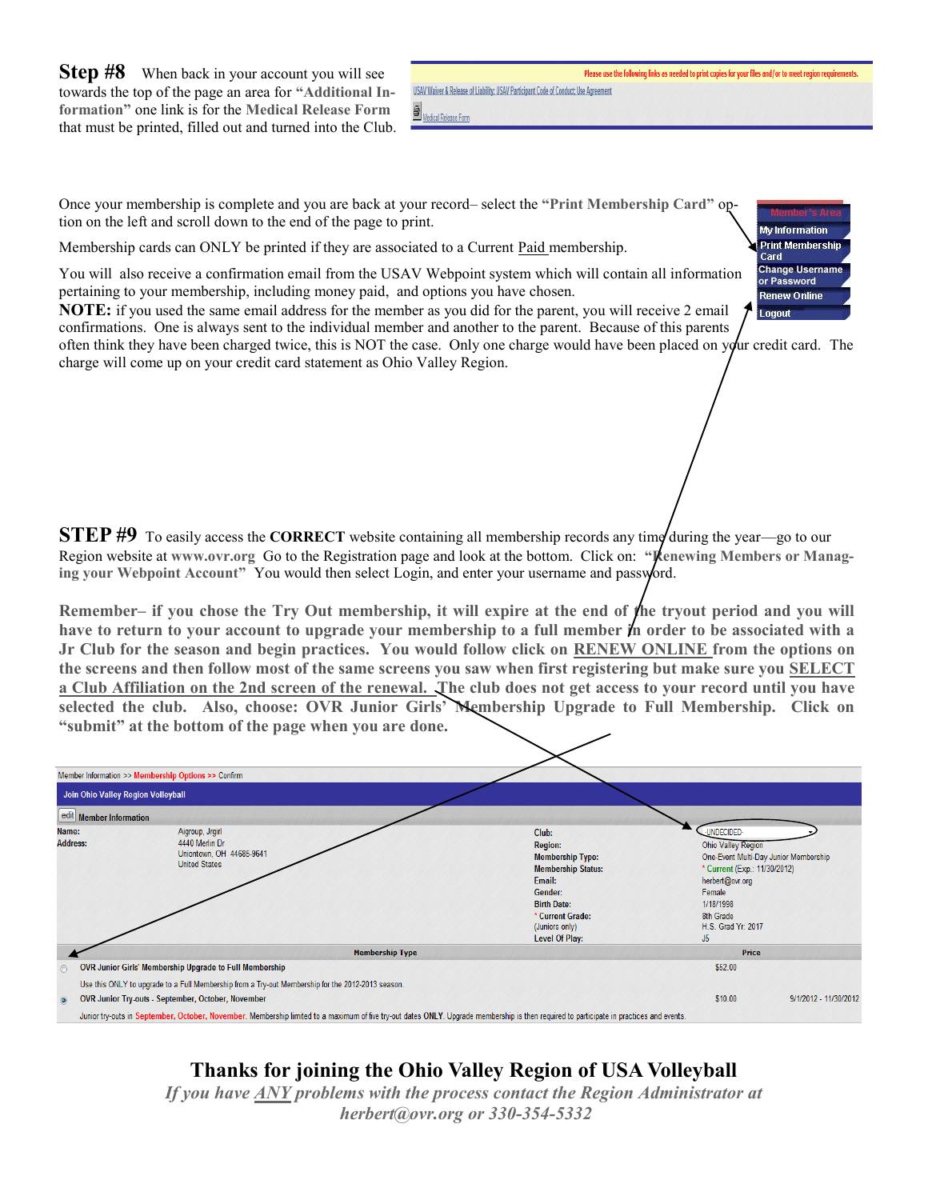**Step #8** When back in your account you will see towards the top of the page an area for **"Additional Information"** one link is for the **Medical Release Form** that must be printed, filled out and turned into the Club.

Please use the following links as needed to print copies for your files and/or to meet region requirements.

USAV Waiver & Release of Liability; USAV Participant Code of Conduct; Use Agreement

Medical Release Form

Once your membership is complete and you are back at your record– select the **"Print Membership Card"** option on the left and scroll down to the end of the page to print.

Member's Area
My Information
Print Membership Card
Change Username or Password
Renew Online
Logout

Membership cards can ONLY be printed if they are associated to a Current Paid membership.

You will also receive a confirmation email from the USAV Webpoint system which will contain all information pertaining to your membership, including money paid, and options you have chosen.

**NOTE:** if you used the same email address for the member as you did for the parent, you will receive 2 email confirmations. One is always sent to the individual member and another to the parent. Because of this parents often think they have been charged twice, this is NOT the case. Only one charge would have been placed on your credit card. The charge will come up on your credit card statement as Ohio Valley Region.

**STEP #9** To easily access the **CORRECT** website containing all membership records any time during the year—go to our Region website at **www.ovr.org** Go to the Registration page and look at the bottom. Click on: **"Renewing Members or Managing your Webpoint Account"** You would then select Login, and enter your username and password.

**Remember– if you chose the Try Out membership, it will expire at the end of the tryout period and you will have to return to your account to upgrade your membership to a full member in order to be associated with a Jr Club for the season and begin practices. You would follow click on RENEW ONLINE from the options on the screens and then follow most of the same screens you saw when first registering but make sure you SELECT a Club Affiliation on the 2nd screen of the renewal. The club does not get access to your record until you have selected the club. Also, choose: OVR Junior Girls' Membership Upgrade to Full Membership. Click on "submit" at the bottom of the page when you are done.**

Member Information >> Membership Options >> Confirm

Join Ohio Valley Region Volleyball

edit Member Information

| | | | |
|---|---|---|---|
| Name: | Aigroup, Jrgirl | Club: | -UNDECIDED- |
| Address: | 4440 Merlin Dr | Region: | Ohio Valley Region |
| | Uniontown, OH 44685-9641 | Membership Type: | One-Event Multi-Day Junior Membership |
| | United States | Membership Status: | * Current (Exp.: 11/30/2012) |
| | | Email: | herbert@ovr.org |
| | | Gender: | Female |
| | | Birth Date: | 1/18/1998 |
| | | * Current Grade: (Juniors only) | 8th Grade H.S. Grad Yr: 2017 |
| | | Level Of Play: | J5 |

| Membership Type | Price | |
|---|---|---|
| ○ OVR Junior Girls' Membership Upgrade to Full Membership<br>Use this ONLY to upgrade to a Full Membership from a Try-out Membership for the 2012-2013 season. | $52.00 | |
| ◉ OVR Junior Try-outs - September, October, November<br>Junior try-outs in September, October, November. Membership limited to a maximum of five try-out dates ONLY. Upgrade membership is then required to participate in practices and events. | $10.00 | 9/1/2012 - 11/30/2012 |

**Thanks for joining the Ohio Valley Region of USA Volleyball**

***If you have ANY problems with the process contact the Region Administrator at herbert@ovr.org or 330-354-5332***